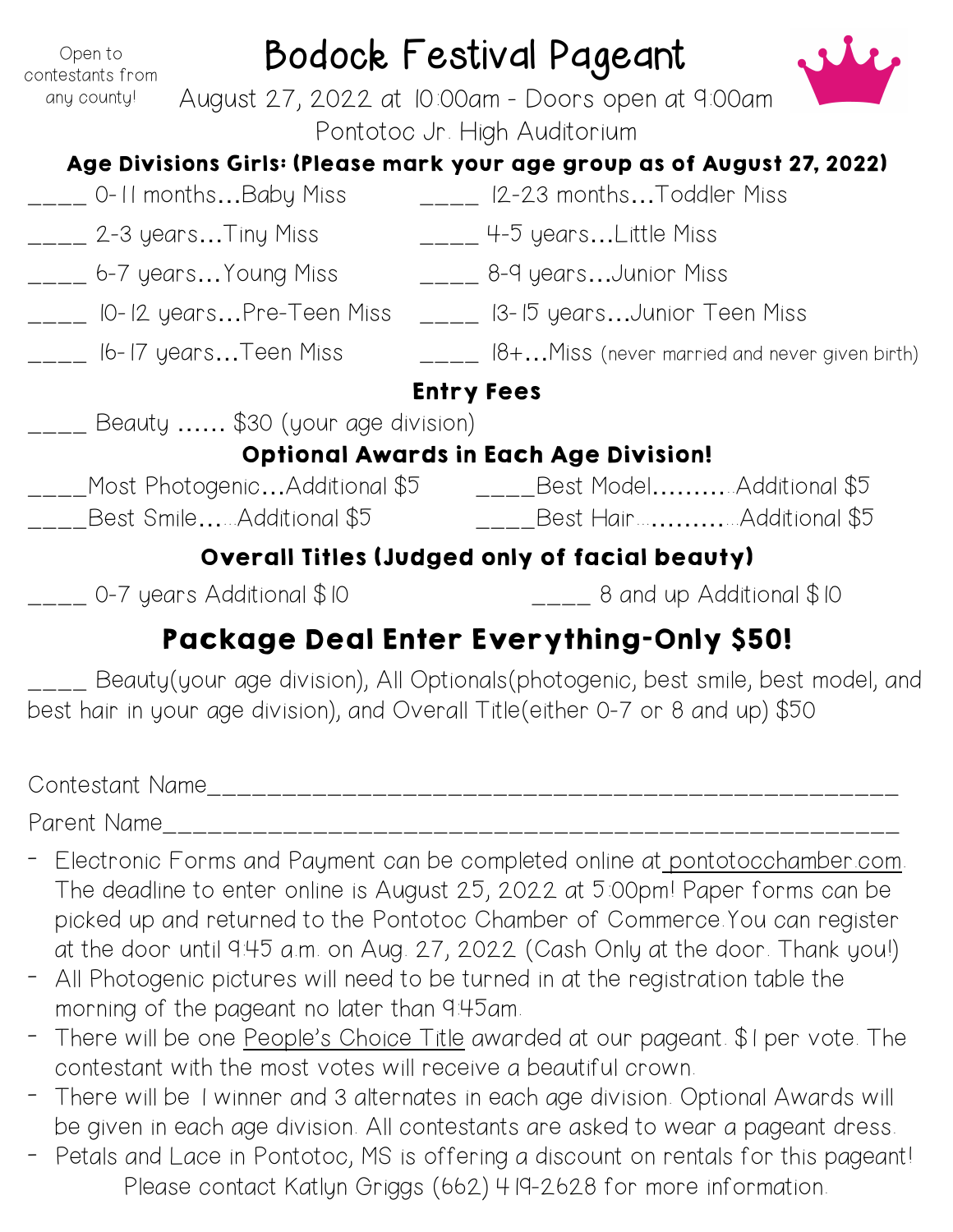Open to contestants from any county!

# Bodock Festival Pageant

August 27, 2022 at 10:00am - Doors open at 9:00am

Pontotoc Jr. High Auditorium

**Age Divisions Girls: (Please mark your age group as of August 27, 2022)**

____ 0-11 months...Baby Miss

____ 12-23 months...Toddler Miss

____ 2-3 years...Tiny Miss

____ 4-5 years...Little Miss

____ 6-7 years...Young Miss

____ 8-9 years...Junior Miss

____ 10-12 years...Pre-Teen Miss

____ 13-15 years...Junior Teen Miss

____ 16-17 years...Teen Miss

____ 18+...Miss (never married and never given birth)

**Entry Fees**

____ Beauty ...... $30 (your age division)

**Optional Awards in Each Age Division!**

____Most Photogenic...Additional $5

____Best Model..........Additional $5

____Best Smile.....Additional $5

____Best Hair.............Additional $5

**Overall Titles (Judged only of facial beauty)**

____ 0-7 years Additional $10

____ 8 and up Additional $10

## Package Deal Enter Everything-Only $50!

____ Beauty(your age division), All Optionals(photogenic, best smile, best model, and best hair in your age division), and Overall Title(either 0-7 or 8 and up) $50

Contestant Name______________________________________________

Parent Name_________________________________________________

- Electronic Forms and Payment can be completed online at pontotocchamber.com. The deadline to enter online is August 25, 2022 at 5:00pm! Paper forms can be picked up and returned to the Pontotoc Chamber of Commerce. You can register at the door until 9:45 a.m. on Aug. 27, 2022 (Cash Only at the door. Thank you!)
- All Photogenic pictures will need to be turned in at the registration table the morning of the pageant no later than 9:45am.
- There will be one People's Choice Title awarded at our pageant. $1 per vote. The contestant with the most votes will receive a beautiful crown.
- There will be 1 winner and 3 alternates in each age division. Optional Awards will be given in each age division. All contestants are asked to wear a pageant dress.
- Petals and Lace in Pontotoc, MS is offering a discount on rentals for this pageant!

Please contact Katlyn Griggs (662) 419-2628 for more information.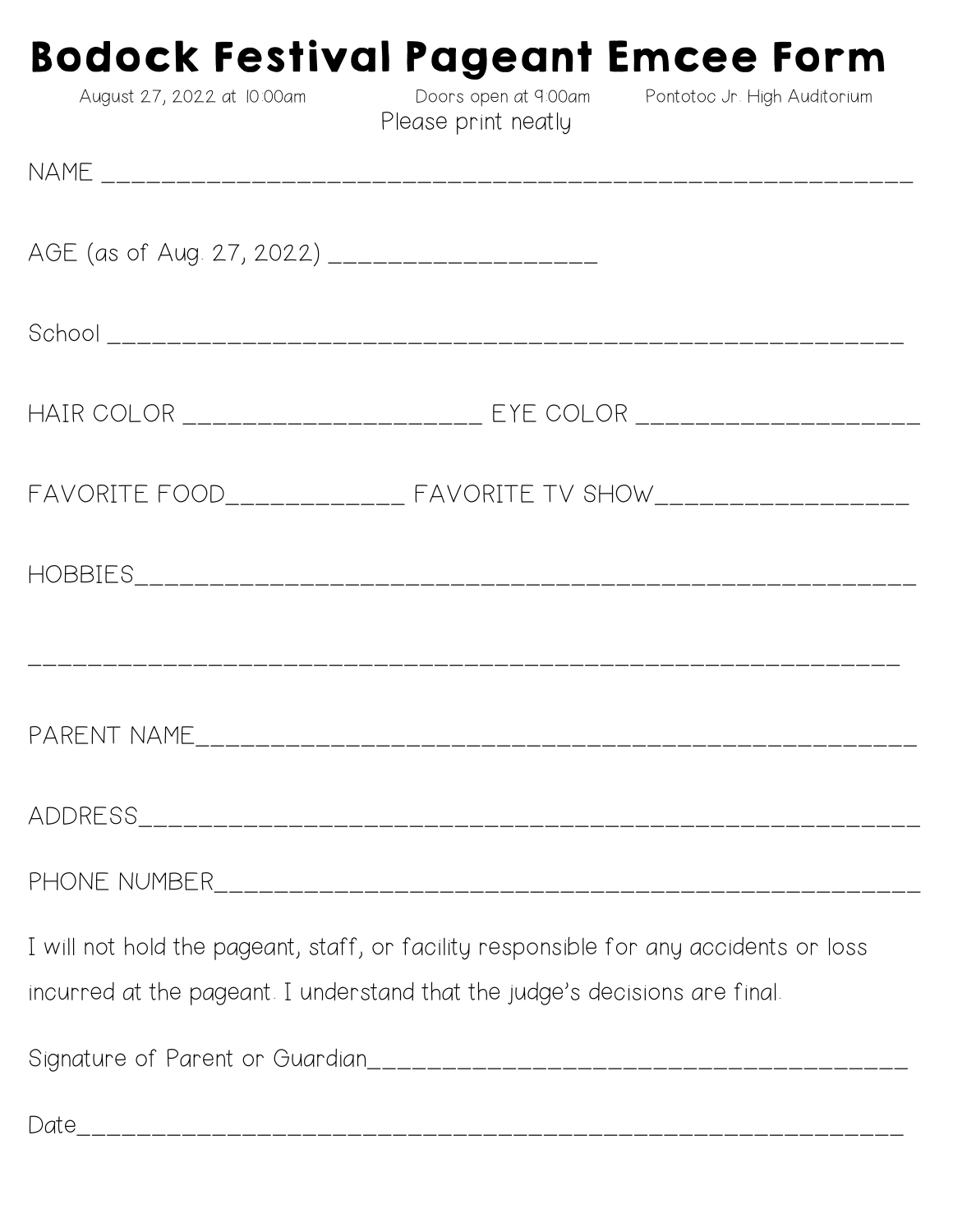# Bodock Festival Pageant Emcee Form

August 27, 2022 at 10:00am Doors open at 9:00am Pontotoc Jr. High Auditorium

Please print neatly

NAME ____________________________________________________________

AGE (as of Aug. 27, 2022) ____________________

School ____________________________________________________________

HAIR COLOR ______________________ EYE COLOR ____________________

FAVORITE FOOD_____________ FAVORITE TV SHOW__________________

HOBBIES__________________________________________________________

_________________________________________________________________

PARENT NAME_____________________________________________________

ADDRESS__________________________________________________________

PHONE NUMBER____________________________________________________

I will not hold the pageant, staff, or facility responsible for any accidents or loss incurred at the pageant. I understand that the judge's decisions are final.

Signature of Parent or Guardian______________________________________

Date_____________________________________________________________